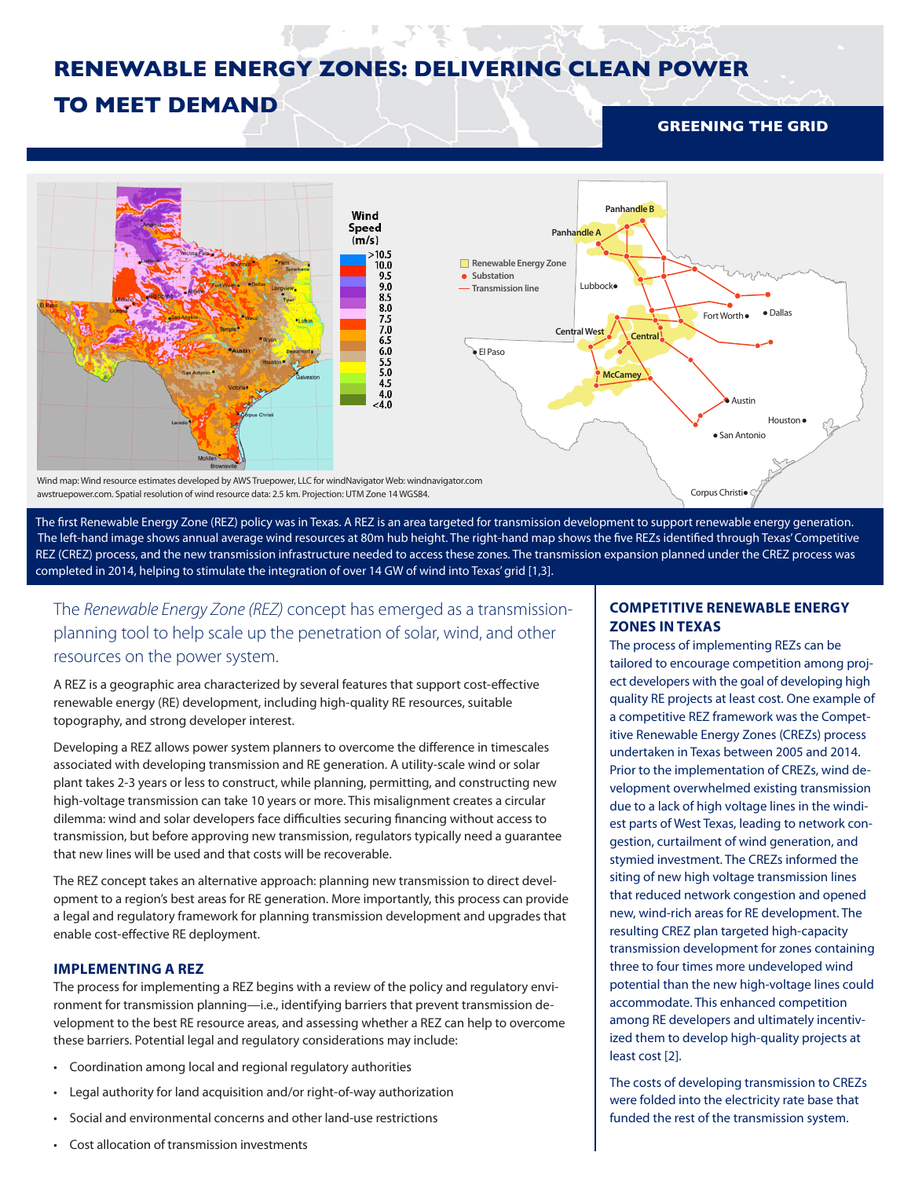# RENEWABLE ENERGY ZONES: DELIVERING CLEAN POWER TO MEET DEMAND

**GREENING THE GRID**

Wind map: Wind resource estimates developed by AWS Truepower, LLC for windNavigator Web: windnavigator.com awstruepower.com. Spatial resolution of wind resource data: 2.5 km. Projection: UTM Zone 14 WGS84.

The first Renewable Energy Zone (REZ) policy was in Texas. A REZ is an area targeted for transmission development to support renewable energy generation. The left-hand image shows annual average wind resources at 80m hub height. The right-hand map shows the five REZs identified through Texas' Competitive REZ (CREZ) process, and the new transmission infrastructure needed to access these zones. The transmission expansion planned under the CREZ process was completed in 2014, helping to stimulate the integration of over 14 GW of wind into Texas' grid [1,3].

The *Renewable Energy Zone (REZ)* concept has emerged as a transmission-planning tool to help scale up the penetration of solar, wind, and other resources on the power system.

A REZ is a geographic area characterized by several features that support cost-effective renewable energy (RE) development, including high-quality RE resources, suitable topography, and strong developer interest.

Developing a REZ allows power system planners to overcome the difference in timescales associated with developing transmission and RE generation. A utility-scale wind or solar plant takes 2-3 years or less to construct, while planning, permitting, and constructing new high-voltage transmission can take 10 years or more. This misalignment creates a circular dilemma: wind and solar developers face difficulties securing financing without access to transmission, but before approving new transmission, regulators typically need a guarantee that new lines will be used and that costs will be recoverable.

The REZ concept takes an alternative approach: planning new transmission to direct development to a region's best areas for RE generation. More importantly, this process can provide a legal and regulatory framework for planning transmission development and upgrades that enable cost-effective RE deployment.

## IMPLEMENTING A REZ

The process for implementing a REZ begins with a review of the policy and regulatory environment for transmission planning—i.e., identifying barriers that prevent transmission development to the best RE resource areas, and assessing whether a REZ can help to overcome these barriers. Potential legal and regulatory considerations may include:

- Coordination among local and regional regulatory authorities
- Legal authority for land acquisition and/or right-of-way authorization
- Social and environmental concerns and other land-use restrictions
- Cost allocation of transmission investments

## COMPETITIVE RENEWABLE ENERGY ZONES IN TEXAS

The process of implementing REZs can be tailored to encourage competition among project developers with the goal of developing high quality RE projects at least cost. One example of a competitive REZ framework was the Competitive Renewable Energy Zones (CREZs) process undertaken in Texas between 2005 and 2014. Prior to the implementation of CREZs, wind development overwhelmed existing transmission due to a lack of high voltage lines in the windiest parts of West Texas, leading to network congestion, curtailment of wind generation, and stymied investment. The CREZs informed the siting of new high voltage transmission lines that reduced network congestion and opened new, wind-rich areas for RE development. The resulting CREZ plan targeted high-capacity transmission development for zones containing three to four times more undeveloped wind potential than the new high-voltage lines could accommodate. This enhanced competition among RE developers and ultimately incentivized them to develop high-quality projects at least cost [2].

The costs of developing transmission to CREZs were folded into the electricity rate base that funded the rest of the transmission system.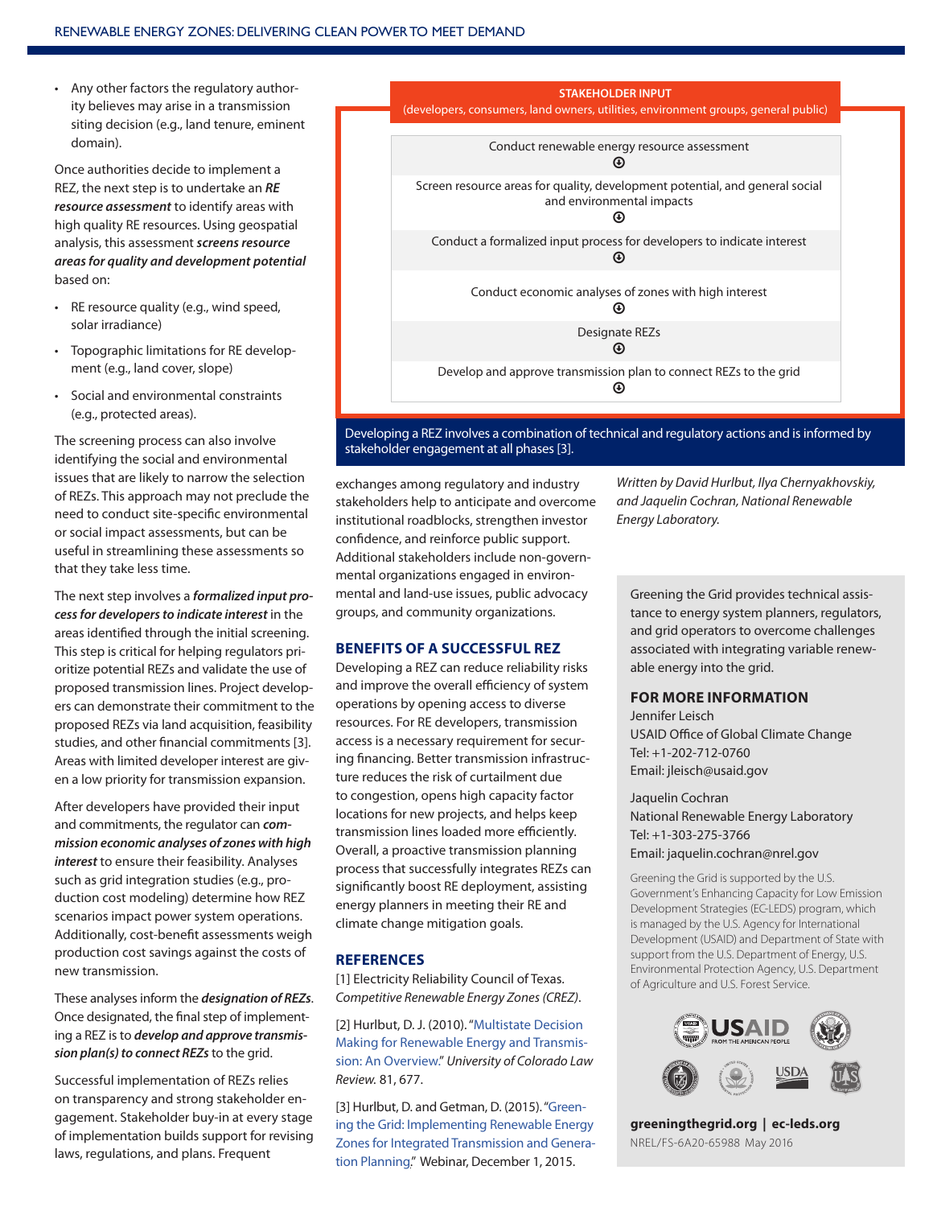- Any other factors the regulatory authority believes may arise in a transmission siting decision (e.g., land tenure, eminent domain).

Once authorities decide to implement a REZ, the next step is to undertake an ***RE resource assessment*** to identify areas with high quality RE resources. Using geospatial analysis, this assessment ***screens resource areas for quality and development potential*** based on:

- RE resource quality (e.g., wind speed, solar irradiance)
- Topographic limitations for RE development (e.g., land cover, slope)
- Social and environmental constraints (e.g., protected areas).

The screening process can also involve identifying the social and environmental issues that are likely to narrow the selection of REZs. This approach may not preclude the need to conduct site-specific environmental or social impact assessments, but can be useful in streamlining these assessments so that they take less time.

The next step involves a ***formalized input process for developers to indicate interest*** in the areas identified through the initial screening. This step is critical for helping regulators prioritize potential REZs and validate the use of proposed transmission lines. Project developers can demonstrate their commitment to the proposed REZs via land acquisition, feasibility studies, and other financial commitments [3]. Areas with limited developer interest are given a low priority for transmission expansion.

After developers have provided their input and commitments, the regulator can ***commission economic analyses of zones with high interest*** to ensure their feasibility. Analyses such as grid integration studies (e.g., production cost modeling) determine how REZ scenarios impact power system operations. Additionally, cost-benefit assessments weigh production cost savings against the costs of new transmission.

These analyses inform the ***designation of REZs***. Once designated, the final step of implementing a REZ is to ***develop and approve transmission plan(s) to connect REZs*** to the grid.

Successful implementation of REZs relies on transparency and strong stakeholder engagement. Stakeholder buy-in at every stage of implementation builds support for revising laws, regulations, and plans. Frequent exchanges among regulatory and industry stakeholders help to anticipate and overcome institutional roadblocks, strengthen investor confidence, and reinforce public support. Additional stakeholders include non-governmental organizations engaged in environmental and land-use issues, public advocacy groups, and community organizations.

**STAKEHOLDER INPUT**
(developers, consumers, land owners, utilities, environment groups, general public)

Conduct renewable energy resource assessment
↓
Screen resource areas for quality, development potential, and general social and environmental impacts
↓
Conduct a formalized input process for developers to indicate interest
↓
Conduct economic analyses of zones with high interest
↓
Designate REZs
↓
Develop and approve transmission plan to connect REZs to the grid
↓

Developing a REZ involves a combination of technical and regulatory actions and is informed by stakeholder engagement at all phases [3].

## BENEFITS OF A SUCCESSFUL REZ

Developing a REZ can reduce reliability risks and improve the overall efficiency of system operations by opening access to diverse resources. For RE developers, transmission access is a necessary requirement for securing financing. Better transmission infrastructure reduces the risk of curtailment due to congestion, opens high capacity factor locations for new projects, and helps keep transmission lines loaded more efficiently. Overall, a proactive transmission planning process that successfully integrates REZs can significantly boost RE deployment, assisting energy planners in meeting their RE and climate change mitigation goals.

## REFERENCES

[1] Electricity Reliability Council of Texas. *Competitive Renewable Energy Zones (CREZ)*.

[2] Hurlbut, D. J. (2010). "Multistate Decision Making for Renewable Energy and Transmission: An Overview." *University of Colorado Law Review.* 81, 677.

[3] Hurlbut, D. and Getman, D. (2015). "Greening the Grid: Implementing Renewable Energy Zones for Integrated Transmission and Generation Planning." Webinar, December 1, 2015.

*Written by David Hurlbut, Ilya Chernyakhovskiy, and Jaquelin Cochran, National Renewable Energy Laboratory.*

Greening the Grid provides technical assistance to energy system planners, regulators, and grid operators to overcome challenges associated with integrating variable renewable energy into the grid.

## FOR MORE INFORMATION

Jennifer Leisch
USAID Office of Global Climate Change
Tel: +1-202-712-0760
Email: jleisch@usaid.gov

Jaquelin Cochran
National Renewable Energy Laboratory
Tel: +1-303-275-3766
Email: jaquelin.cochran@nrel.gov

Greening the Grid is supported by the U.S. Government's Enhancing Capacity for Low Emission Development Strategies (EC-LEDS) program, which is managed by the U.S. Agency for International Development (USAID) and Department of State with support from the U.S. Department of Energy, U.S. Environmental Protection Agency, U.S. Department of Agriculture and U.S. Forest Service.

**greeningthegrid.org | ec-leds.org**
NREL/FS-6A20-65988 May 2016